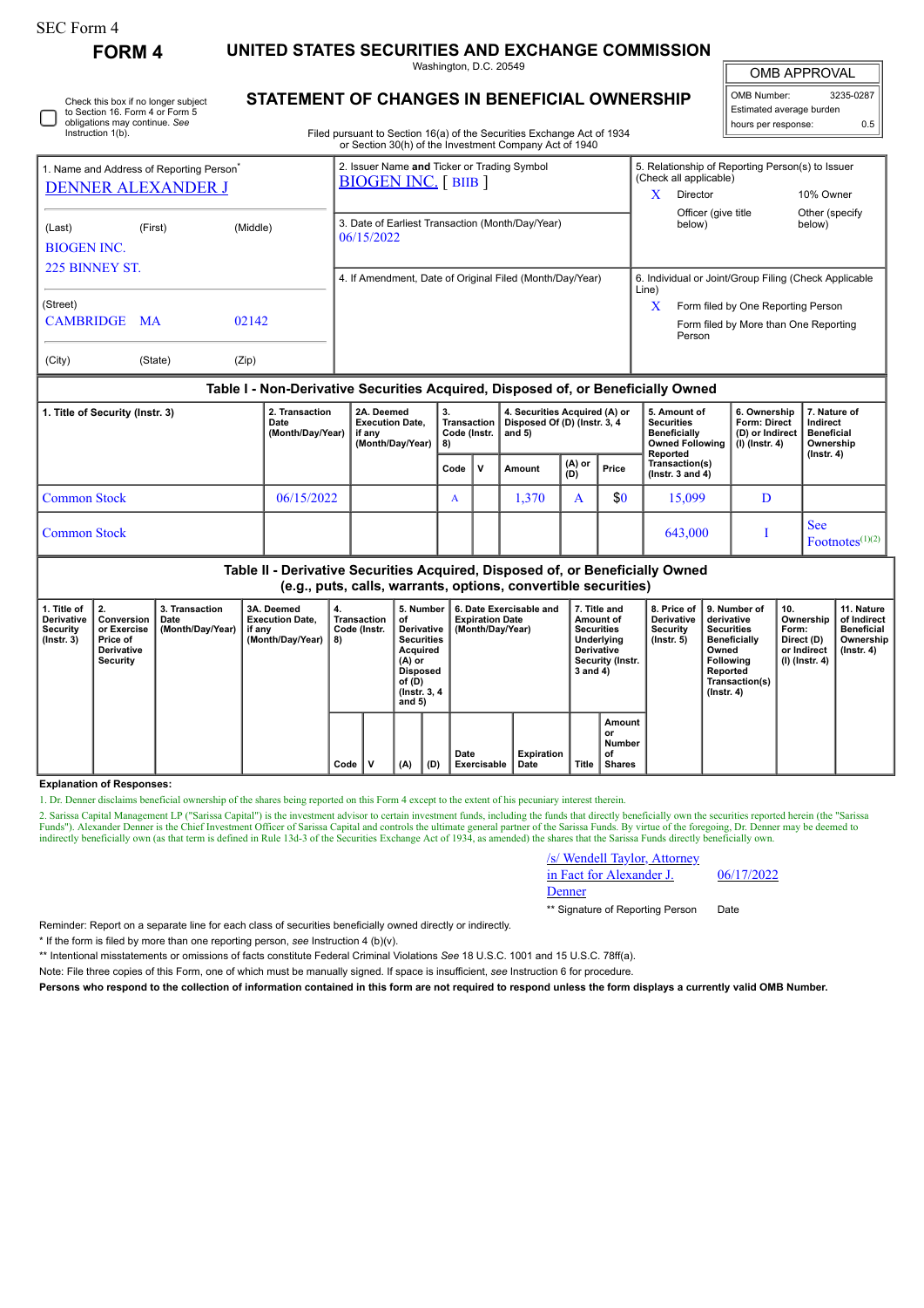SEC Form 4

# FORM 4

## UNITED STATES SECURITIES AND EXCHANGE COMMISSION

Washington, D.C. 20549

## STATEMENT OF CHANGES IN BENEFICIAL OWNERSHIP

Filed pursuant to Section 16(a) of the Securities Exchange Act of 1934 or Section 30(h) of the Investment Company Act of 1940

☐ Check this box if no longer subject to Section 16. Form 4 or Form 5 obligations may continue. *See* Instruction 1(b).

| OMB APPROVAL | |
|---|---|
| OMB Number: | 3235-0287 |
| Estimated average burden | |
| hours per response: | 0.5 |

1. Name and Address of Reporting Person*
DENNER ALEXANDER J

(Last) (First) (Middle)
BIOGEN INC.
225 BINNEY ST.

(Street)
CAMBRIDGE MA 02142

(City) (State) (Zip)

2. Issuer Name **and** Ticker or Trading Symbol
BIOGEN INC. [ BIIB ]

3. Date of Earliest Transaction (Month/Day/Year)
06/15/2022

4. If Amendment, Date of Original Filed (Month/Day/Year)

5. Relationship of Reporting Person(s) to Issuer (Check all applicable)
X Director
10% Owner
Officer (give title below)
Other (specify below)

6. Individual or Joint/Group Filing (Check Applicable Line)
X Form filed by One Reporting Person
Form filed by More than One Reporting Person

### Table I - Non-Derivative Securities Acquired, Disposed of, or Beneficially Owned

| 1. Title of Security (Instr. 3) | 2. Transaction Date (Month/Day/Year) | 2A. Deemed Execution Date, if any (Month/Day/Year) | 3. Transaction Code (Instr. 8) | | 4. Securities Acquired (A) or Disposed Of (D) (Instr. 3, 4 and 5) | | | 5. Amount of Securities Beneficially Owned Following Reported Transaction(s) (Instr. 3 and 4) | 6. Ownership Form: Direct (D) or Indirect (I) (Instr. 4) | 7. Nature of Indirect Beneficial Ownership (Instr. 4) |
|---|---|---|---|---|---|---|---|---|---|---|
| | | | Code | V | Amount | (A) or (D) | Price | | | |
| Common Stock | 06/15/2022 | | A | | 1,370 | A | $0 | 15,099 | D | |
| Common Stock | | | | | | | | 643,000 | I | See Footnotes[(1)(2)] |

### Table II - Derivative Securities Acquired, Disposed of, or Beneficially Owned (e.g., puts, calls, warrants, options, convertible securities)

| 1. Title of Derivative Security (Instr. 3) | 2. Conversion or Exercise Price of Derivative Security | 3. Transaction Date (Month/Day/Year) | 3A. Deemed Execution Date, if any (Month/Day/Year) | 4. Transaction Code (Instr. 8) | | 5. Number of Derivative Securities Acquired (A) or Disposed of (D) (Instr. 3, 4 and 5) | | 6. Date Exercisable and Expiration Date (Month/Day/Year) | | 7. Title and Amount of Securities Underlying Derivative Security (Instr. 3 and 4) | | 8. Price of Derivative Security (Instr. 5) | 9. Number of derivative Securities Beneficially Owned Following Reported Transaction(s) (Instr. 4) | 10. Ownership Form: Direct (D) or Indirect (I) (Instr. 4) | 11. Nature of Indirect Beneficial Ownership (Instr. 4) |
|---|---|---|---|---|---|---|---|---|---|---|---|---|---|---|---|
| | | | | Code | V | (A) | (D) | Date Exercisable | Expiration Date | Title | Amount or Number of Shares | | | | |

**Explanation of Responses:**

1. Dr. Denner disclaims beneficial ownership of the shares being reported on this Form 4 except to the extent of his pecuniary interest therein.

2. Sarissa Capital Management LP ("Sarissa Capital") is the investment advisor to certain investment funds, including the funds that directly beneficially own the securities reported herein (the "Sarissa Funds"). Alexander Denner is the Chief Investment Officer of Sarissa Capital and controls the ultimate general partner of the Sarissa Funds. By virtue of the foregoing, Dr. Denner may be deemed to indirectly beneficially own (as that term is defined in Rule 13d-3 of the Securities Exchange Act of 1934, as amended) the shares that the Sarissa Funds directly beneficially own.

/s/ Wendell Taylor, Attorney in Fact for Alexander J. Denner — 06/17/2022

** Signature of Reporting Person — Date

Reminder: Report on a separate line for each class of securities beneficially owned directly or indirectly.

* If the form is filed by more than one reporting person, *see* Instruction 4 (b)(v).

** Intentional misstatements or omissions of facts constitute Federal Criminal Violations *See* 18 U.S.C. 1001 and 15 U.S.C. 78ff(a).

Note: File three copies of this Form, one of which must be manually signed. If space is insufficient, *see* Instruction 6 for procedure.

**Persons who respond to the collection of information contained in this form are not required to respond unless the form displays a currently valid OMB Number.**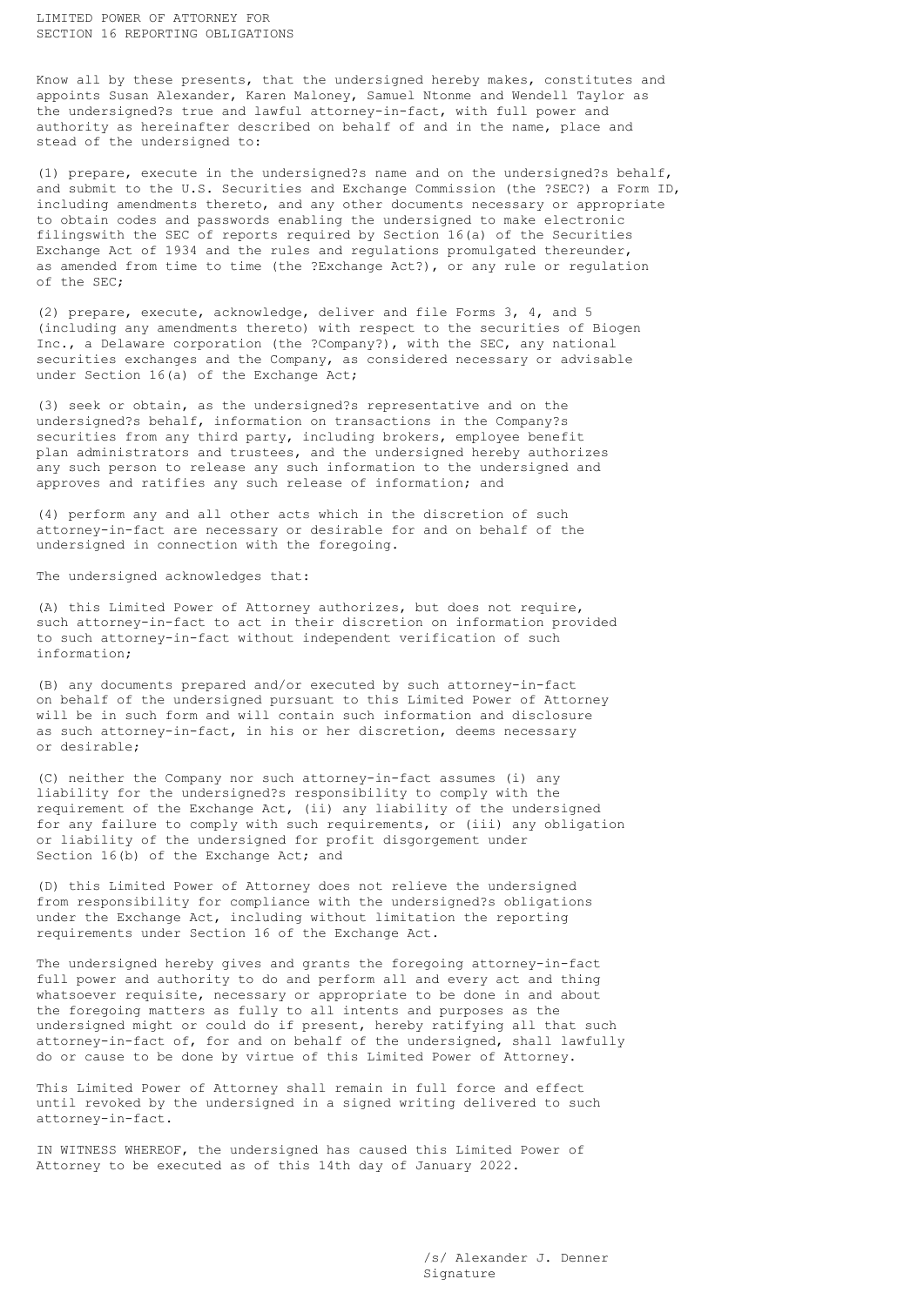# LIMITED POWER OF ATTORNEY FOR SECTION 16 REPORTING OBLIGATIONS

Know all by these presents, that the undersigned hereby makes, constitutes and appoints Susan Alexander, Karen Maloney, Samuel Ntonme and Wendell Taylor as the undersigned?s true and lawful attorney-in-fact, with full power and authority as hereinafter described on behalf of and in the name, place and stead of the undersigned to:

(1) prepare, execute in the undersigned?s name and on the undersigned?s behalf, and submit to the U.S. Securities and Exchange Commission (the ?SEC?) a Form ID, including amendments thereto, and any other documents necessary or appropriate to obtain codes and passwords enabling the undersigned to make electronic filingswith the SEC of reports required by Section 16(a) of the Securities Exchange Act of 1934 and the rules and regulations promulgated thereunder, as amended from time to time (the ?Exchange Act?), or any rule or regulation of the SEC;

(2) prepare, execute, acknowledge, deliver and file Forms 3, 4, and 5 (including any amendments thereto) with respect to the securities of Biogen Inc., a Delaware corporation (the ?Company?), with the SEC, any national securities exchanges and the Company, as considered necessary or advisable under Section 16(a) of the Exchange Act;

(3) seek or obtain, as the undersigned?s representative and on the undersigned?s behalf, information on transactions in the Company?s securities from any third party, including brokers, employee benefit plan administrators and trustees, and the undersigned hereby authorizes any such person to release any such information to the undersigned and approves and ratifies any such release of information; and

(4) perform any and all other acts which in the discretion of such attorney-in-fact are necessary or desirable for and on behalf of the undersigned in connection with the foregoing.

The undersigned acknowledges that:

(A) this Limited Power of Attorney authorizes, but does not require, such attorney-in-fact to act in their discretion on information provided to such attorney-in-fact without independent verification of such information;

(B) any documents prepared and/or executed by such attorney-in-fact on behalf of the undersigned pursuant to this Limited Power of Attorney will be in such form and will contain such information and disclosure as such attorney-in-fact, in his or her discretion, deems necessary or desirable;

(C) neither the Company nor such attorney-in-fact assumes (i) any liability for the undersigned?s responsibility to comply with the requirement of the Exchange Act, (ii) any liability of the undersigned for any failure to comply with such requirements, or (iii) any obligation or liability of the undersigned for profit disgorgement under Section 16(b) of the Exchange Act; and

(D) this Limited Power of Attorney does not relieve the undersigned from responsibility for compliance with the undersigned?s obligations under the Exchange Act, including without limitation the reporting requirements under Section 16 of the Exchange Act.

The undersigned hereby gives and grants the foregoing attorney-in-fact full power and authority to do and perform all and every act and thing whatsoever requisite, necessary or appropriate to be done in and about the foregoing matters as fully to all intents and purposes as the undersigned might or could do if present, hereby ratifying all that such attorney-in-fact of, for and on behalf of the undersigned, shall lawfully do or cause to be done by virtue of this Limited Power of Attorney.

This Limited Power of Attorney shall remain in full force and effect until revoked by the undersigned in a signed writing delivered to such attorney-in-fact.

IN WITNESS WHEREOF, the undersigned has caused this Limited Power of Attorney to be executed as of this 14th day of January 2022.

/s/ Alexander J. Denner
Signature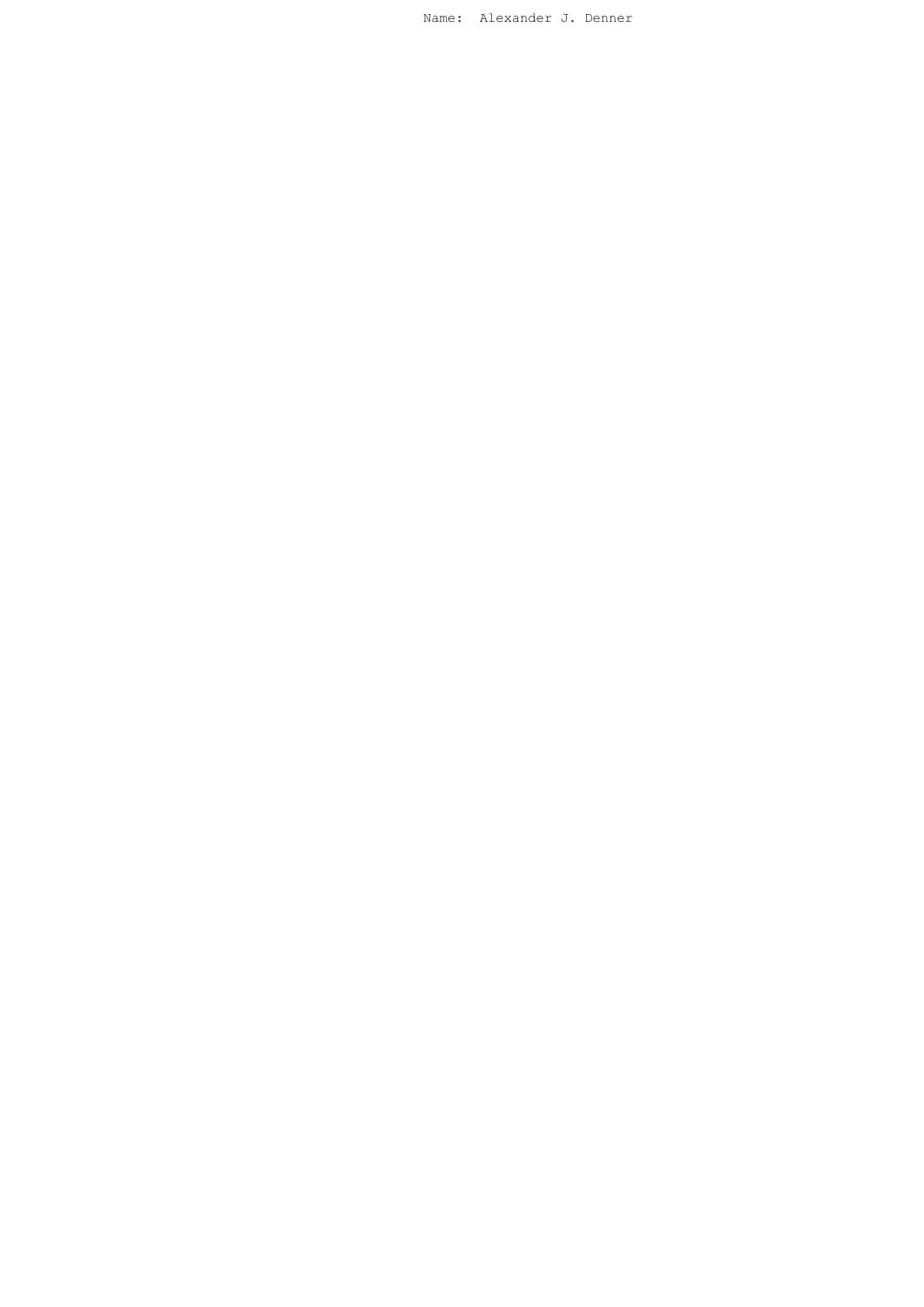Name: Alexander J. Denner